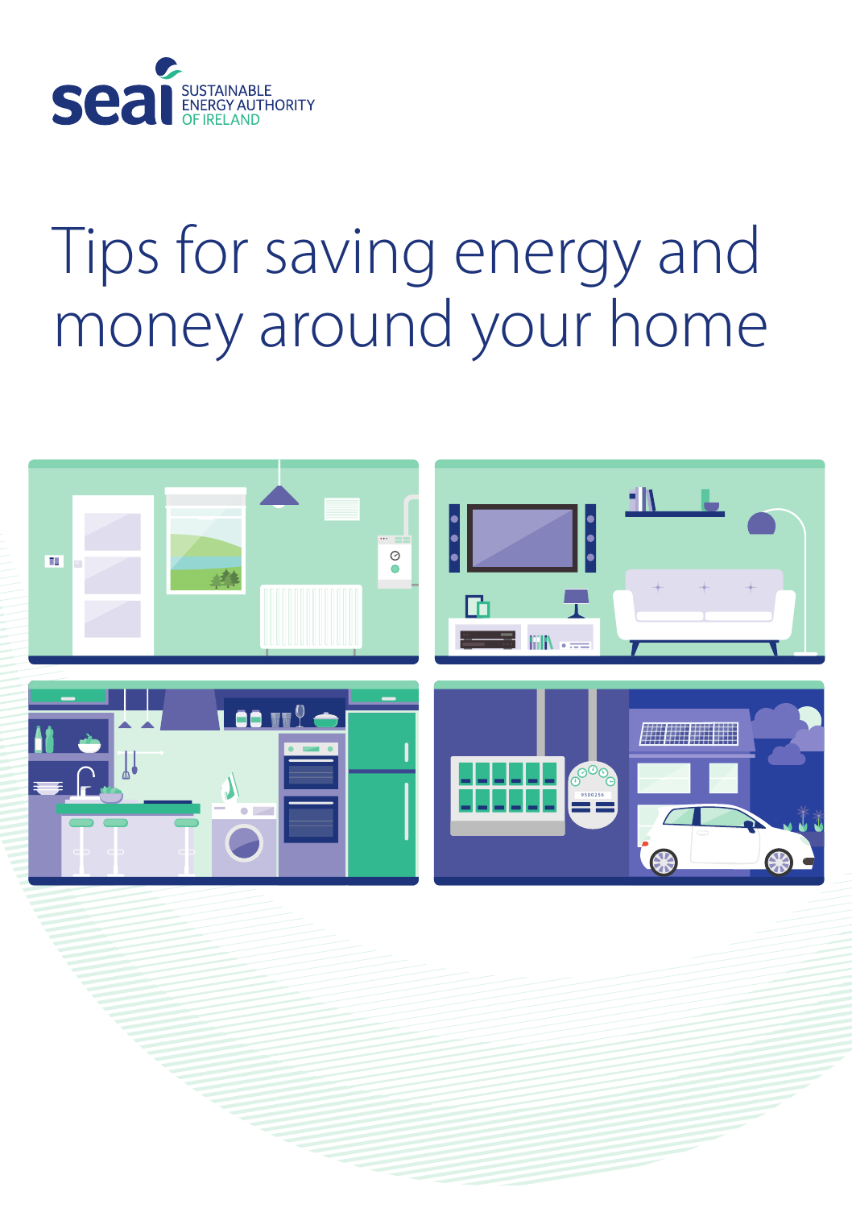SEAI
SUSTAINABLE
ENERGY AUTHORITY
OF IRELAND

# Tips for saving energy and money around your home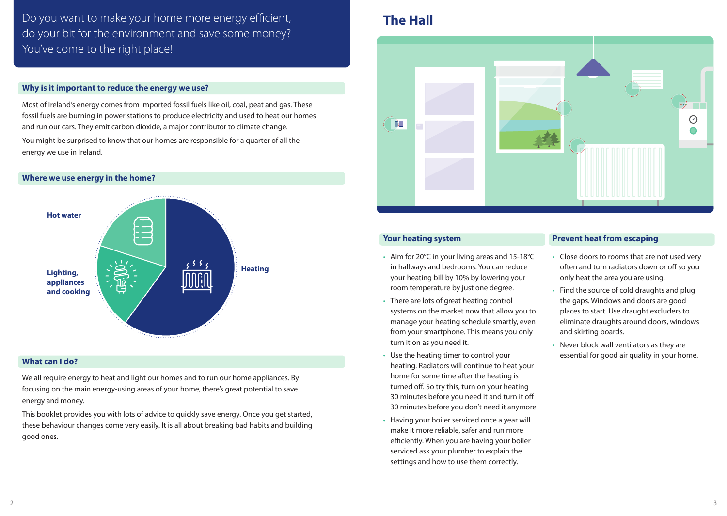Do you want to make your home more energy efficient, do your bit for the environment and save some money? You've come to the right place!

## Why is it important to reduce the energy we use?

Most of Ireland's energy comes from imported fossil fuels like oil, coal, peat and gas. These fossil fuels are burning in power stations to produce electricity and used to heat our homes and run our cars. They emit carbon dioxide, a major contributor to climate change.

You might be surprised to know that our homes are responsible for a quarter of all the energy we use in Ireland.

## Where we use energy in the home?

Hot water

Lighting, appliances and cooking

Heating

## What can I do?

We all require energy to heat and light our homes and to run our home appliances. By focusing on the main energy-using areas of your home, there's great potential to save energy and money.

This booklet provides you with lots of advice to quickly save energy. Once you get started, these behaviour changes come very easily. It is all about breaking bad habits and building good ones.

# The Hall

## Your heating system

- Aim for 20°C in your living areas and 15-18°C in hallways and bedrooms. You can reduce your heating bill by 10% by lowering your room temperature by just one degree.
- There are lots of great heating control systems on the market now that allow you to manage your heating schedule smartly, even from your smartphone. This means you only turn it on as you need it.
- Use the heating timer to control your heating. Radiators will continue to heat your home for some time after the heating is turned off. So try this, turn on your heating 30 minutes before you need it and turn it off 30 minutes before you don't need it anymore.
- Having your boiler serviced once a year will make it more reliable, safer and run more efficiently. When you are having your boiler serviced ask your plumber to explain the settings and how to use them correctly.

## Prevent heat from escaping

- Close doors to rooms that are not used very often and turn radiators down or off so you only heat the area you are using.
- Find the source of cold draughts and plug the gaps. Windows and doors are good places to start. Use draught excluders to eliminate draughts around doors, windows and skirting boards.
- Never block wall ventilators as they are essential for good air quality in your home.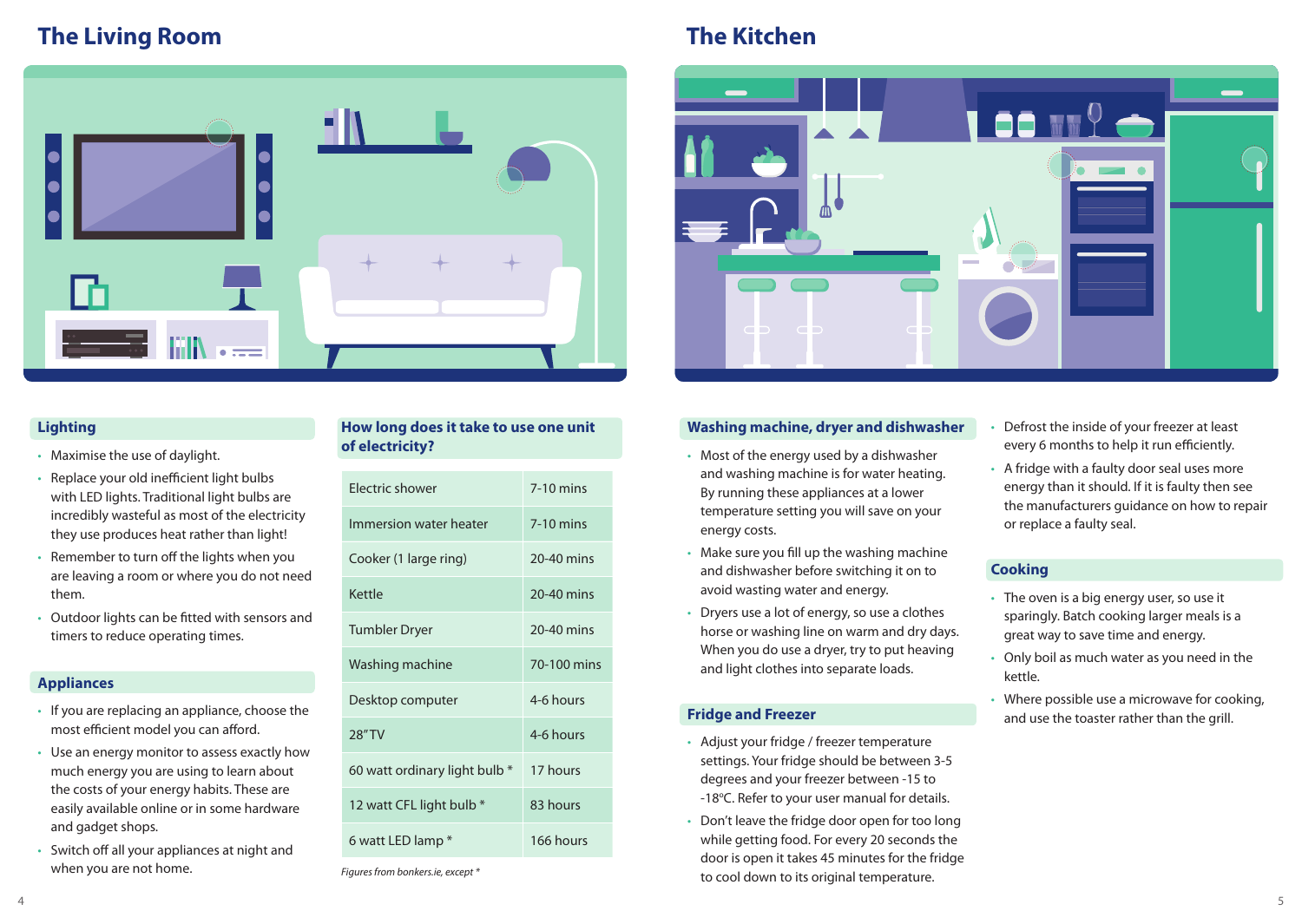# The Living Room

## Lighting

- Maximise the use of daylight.
- Replace your old inefficient light bulbs with LED lights. Traditional light bulbs are incredibly wasteful as most of the electricity they use produces heat rather than light!
- Remember to turn off the lights when you are leaving a room or where you do not need them.
- Outdoor lights can be fitted with sensors and timers to reduce operating times.

## Appliances

- If you are replacing an appliance, choose the most efficient model you can afford.
- Use an energy monitor to assess exactly how much energy you are using to learn about the costs of your energy habits. These are easily available online or in some hardware and gadget shops.
- Switch off all your appliances at night and when you are not home.

## How long does it take to use one unit of electricity?

| Appliance | Time |
|---|---|
| Electric shower | 7-10 mins |
| Immersion water heater | 7-10 mins |
| Cooker (1 large ring) | 20-40 mins |
| Kettle | 20-40 mins |
| Tumbler Dryer | 20-40 mins |
| Washing machine | 70-100 mins |
| Desktop computer | 4-6 hours |
| 28" TV | 4-6 hours |
| 60 watt ordinary light bulb * | 17 hours |
| 12 watt CFL light bulb * | 83 hours |
| 6 watt LED lamp * | 166 hours |

*Figures from bonkers.ie, except **

# The Kitchen

## Washing machine, dryer and dishwasher

- Most of the energy used by a dishwasher and washing machine is for water heating. By running these appliances at a lower temperature setting you will save on your energy costs.
- Make sure you fill up the washing machine and dishwasher before switching it on to avoid wasting water and energy.
- Dryers use a lot of energy, so use a clothes horse or washing line on warm and dry days. When you do use a dryer, try to put heaving and light clothes into separate loads.

## Fridge and Freezer

- Adjust your fridge / freezer temperature settings. Your fridge should be between 3-5 degrees and your freezer between -15 to -18ºC. Refer to your user manual for details.
- Don't leave the fridge door open for too long while getting food. For every 20 seconds the door is open it takes 45 minutes for the fridge to cool down to its original temperature.
- Defrost the inside of your freezer at least every 6 months to help it run efficiently.
- A fridge with a faulty door seal uses more energy than it should. If it is faulty then see the manufacturers guidance on how to repair or replace a faulty seal.

## Cooking

- The oven is a big energy user, so use it sparingly. Batch cooking larger meals is a great way to save time and energy.
- Only boil as much water as you need in the kettle.
- Where possible use a microwave for cooking, and use the toaster rather than the grill.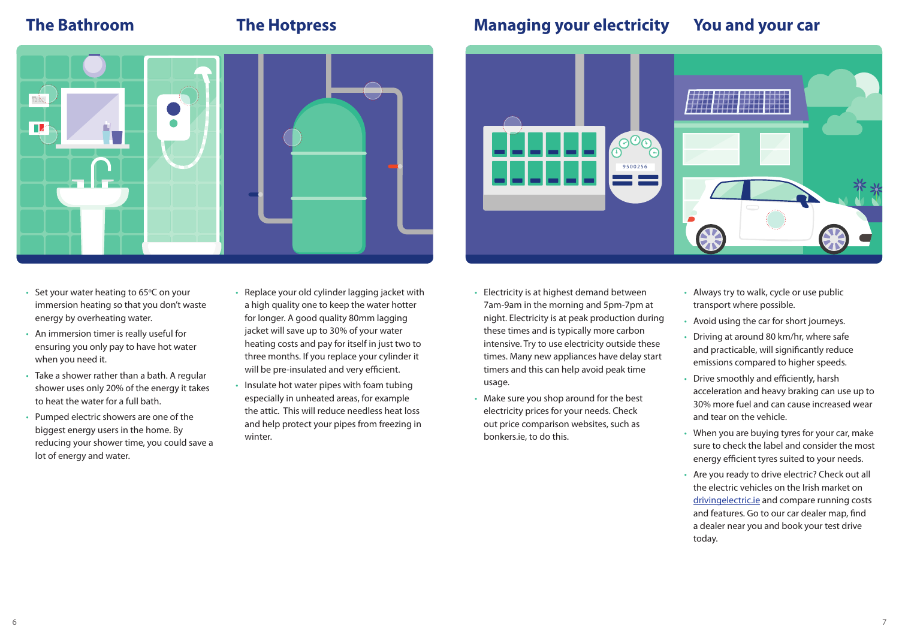## The Bathroom

- Set your water heating to 65ºC on your immersion heating so that you don't waste energy by overheating water.
- An immersion timer is really useful for ensuring you only pay to have hot water when you need it.
- Take a shower rather than a bath. A regular shower uses only 20% of the energy it takes to heat the water for a full bath.
- Pumped electric showers are one of the biggest energy users in the home. By reducing your shower time, you could save a lot of energy and water.

## The Hotpress

- Replace your old cylinder lagging jacket with a high quality one to keep the water hotter for longer. A good quality 80mm lagging jacket will save up to 30% of your water heating costs and pay for itself in just two to three months. If you replace your cylinder it will be pre-insulated and very efficient.
- Insulate hot water pipes with foam tubing especially in unheated areas, for example the attic. This will reduce needless heat loss and help protect your pipes from freezing in winter.

## Managing your electricity

- Electricity is at highest demand between 7am-9am in the morning and 5pm-7pm at night. Electricity is at peak production during these times and is typically more carbon intensive. Try to use electricity outside these times. Many new appliances have delay start timers and this can help avoid peak time usage.
- Make sure you shop around for the best electricity prices for your needs. Check out price comparison websites, such as bonkers.ie, to do this.

## You and your car

- Always try to walk, cycle or use public transport where possible.
- Avoid using the car for short journeys.
- Driving at around 80 km/hr, where safe and practicable, will significantly reduce emissions compared to higher speeds.
- Drive smoothly and efficiently, harsh acceleration and heavy braking can use up to 30% more fuel and can cause increased wear and tear on the vehicle.
- When you are buying tyres for your car, make sure to check the label and consider the most energy efficient tyres suited to your needs.
- Are you ready to drive electric? Check out all the electric vehicles on the Irish market on drivingelectric.ie and compare running costs and features. Go to our car dealer map, find a dealer near you and book your test drive today.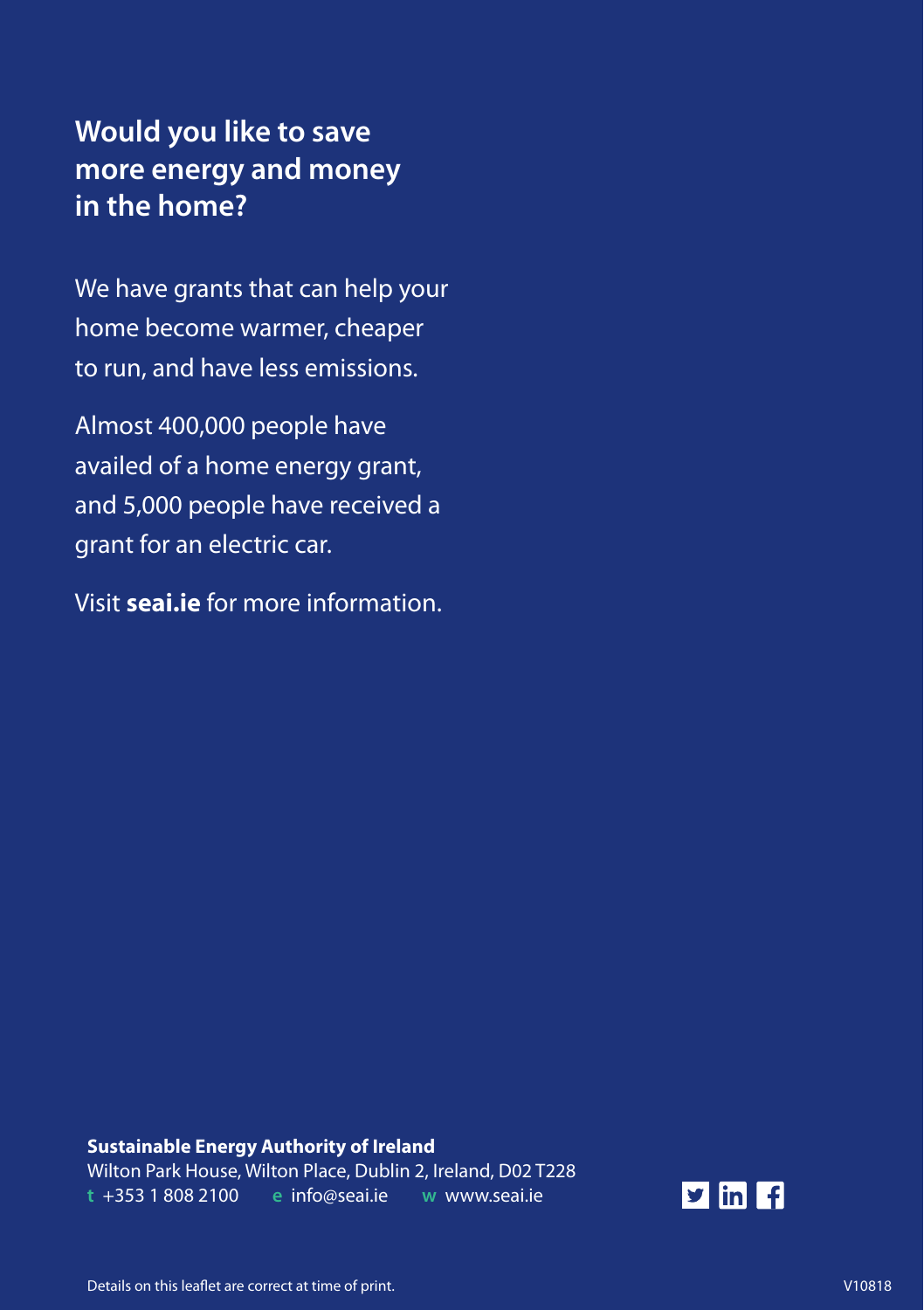## Would you like to save more energy and money in the home?

We have grants that can help your home become warmer, cheaper to run, and have less emissions.

Almost 400,000 people have availed of a home energy grant, and 5,000 people have received a grant for an electric car.

Visit **seai.ie** for more information.

**Sustainable Energy Authority of Ireland**
Wilton Park House, Wilton Place, Dublin 2, Ireland, D02 T228
t +353 1 808 2100 e info@seai.ie w www.seai.ie

Details on this leaflet are correct at time of print.

V10818